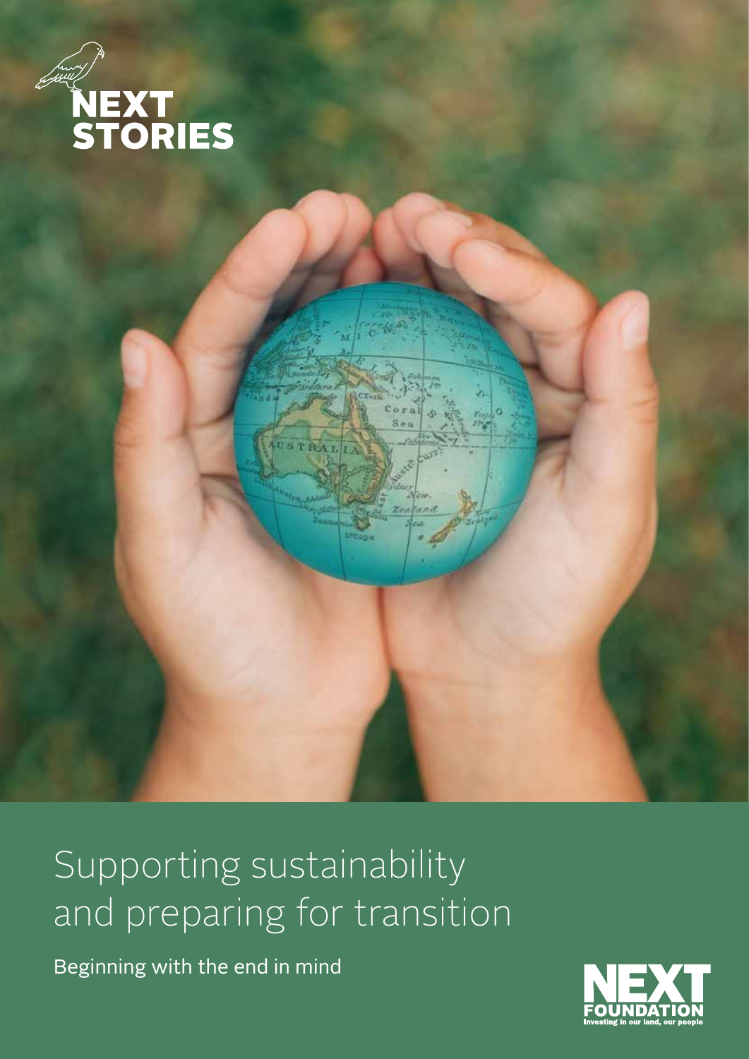NEXT STORIES

# Supporting sustainability and preparing for transition

Beginning with the end in mind

NEXT FOUNDATION
Investing in our land, our people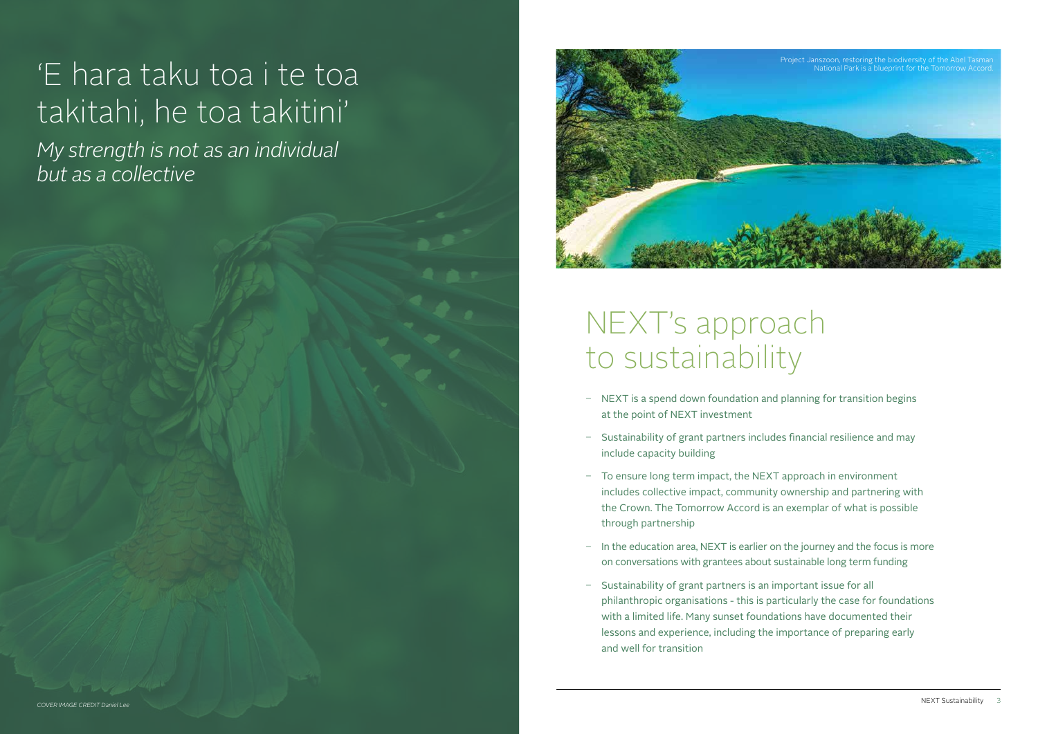# 'E hara taku toa i te toa takitahi, he toa takitini'

*My strength is not as an individual but as a collective*

*COVER IMAGE CREDIT Daniel Lee*

Project Janszoon, restoring the biodiversity of the Abel Tasman National Park is a blueprint for the Tomorrow Accord.

## NEXT's approach to sustainability

- NEXT is a spend down foundation and planning for transition begins at the point of NEXT investment
- Sustainability of grant partners includes financial resilience and may include capacity building
- To ensure long term impact, the NEXT approach in environment includes collective impact, community ownership and partnering with the Crown. The Tomorrow Accord is an exemplar of what is possible through partnership
- In the education area, NEXT is earlier on the journey and the focus is more on conversations with grantees about sustainable long term funding
- Sustainability of grant partners is an important issue for all philanthropic organisations - this is particularly the case for foundations with a limited life. Many sunset foundations have documented their lessons and experience, including the importance of preparing early and well for transition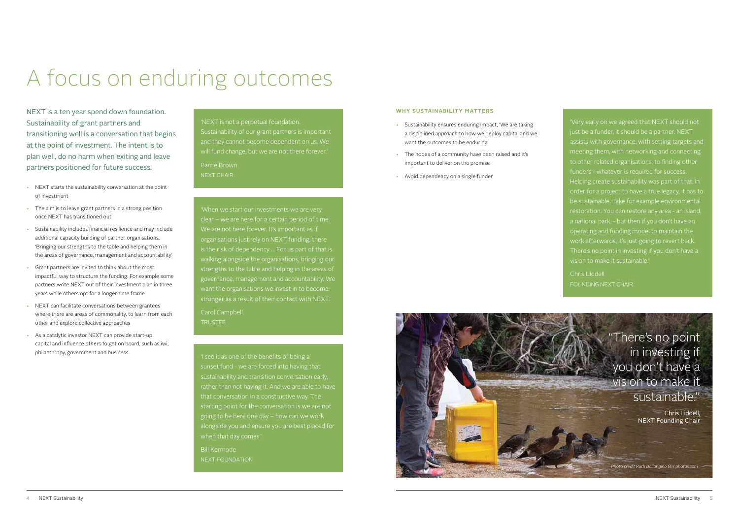# A focus on enduring outcomes

NEXT is a ten year spend down foundation. Sustainability of grant partners and transitioning well is a conversation that begins at the point of investment. The intent is to plan well, do no harm when exiting and leave partners positioned for future success.

- NEXT starts the sustainability conversation at the point of investment
- The aim is to leave grant partners in a strong position once NEXT has transitioned out
- Sustainability includes financial resilience and may include additional capacity building of partner organisations, 'Bringing our strengths to the table and helping them in the areas of governance, management and accountability'
- Grant partners are invited to think about the most impactful way to structure the funding. For example some partners write NEXT out of their investment plan in three years while others opt for a longer time frame
- NEXT can facilitate conversations between grantees where there are areas of commonality, to learn from each other and explore collective approaches
- As a catalytic investor NEXT can provide start-up capital and influence others to get on board, such as iwi, philanthropy, government and business

'NEXT is not a perpetual foundation. Sustainability of our grant partners is important and they cannot become dependent on us. We will fund change, but we are not there forever.'

Barrie Brown
NEXT CHAIR

'When we start our investments we are very clear – we are here for a certain period of time. We are not here forever. It's important as if organisations just rely on NEXT funding, there is the risk of dependency ... For us part of that is walking alongside the organisations, bringing our strengths to the table and helping in the areas of governance, management and accountability. We want the organisations we invest in to become stronger as a result of their contact with NEXT.'

Carol Campbell
TRUSTEE

'I see it as one of the benefits of being a sunset fund - we are forced into having that sustainability and transition conversation early, rather than not having it. And we are able to have that conversation in a constructive way. The starting point for the conversation is we are not going to be here one day – how can we work alongside you and ensure you are best placed for when that day comes.'

Bill Kermode
NEXT FOUNDATION

### WHY SUSTAINABILITY MATTERS

- Sustainability ensures enduring impact, 'We are taking a disciplined approach to how we deploy capital and we want the outcomes to be enduring'
- The hopes of a community have been raised and it's important to deliver on the promise
- Avoid dependency on a single funder

'Very early on we agreed that NEXT should not just be a funder, it should be a partner. NEXT assists with governance, with setting targets and meeting them, with networking and connecting to other related organisations, to finding other funders - whatever is required for success. Helping create sustainability was part of that. In order for a project to have a true legacy, it has to be sustainable. Take for example environmental restoration. You can restore any area - an island, a national park, - but then if you don't have an operating and funding model to maintain the work afterwards, it's just going to revert back. There's no point in investing if you don't have a vision to make it sustainable.'

Chris Liddell
FOUNDING NEXT CHAIR

"There's no point in investing if you don't have a vision to make it sustainable."

Chris Liddell, NEXT Founding Chair

*Photo credit Ruth Ballongino fernphotos.com*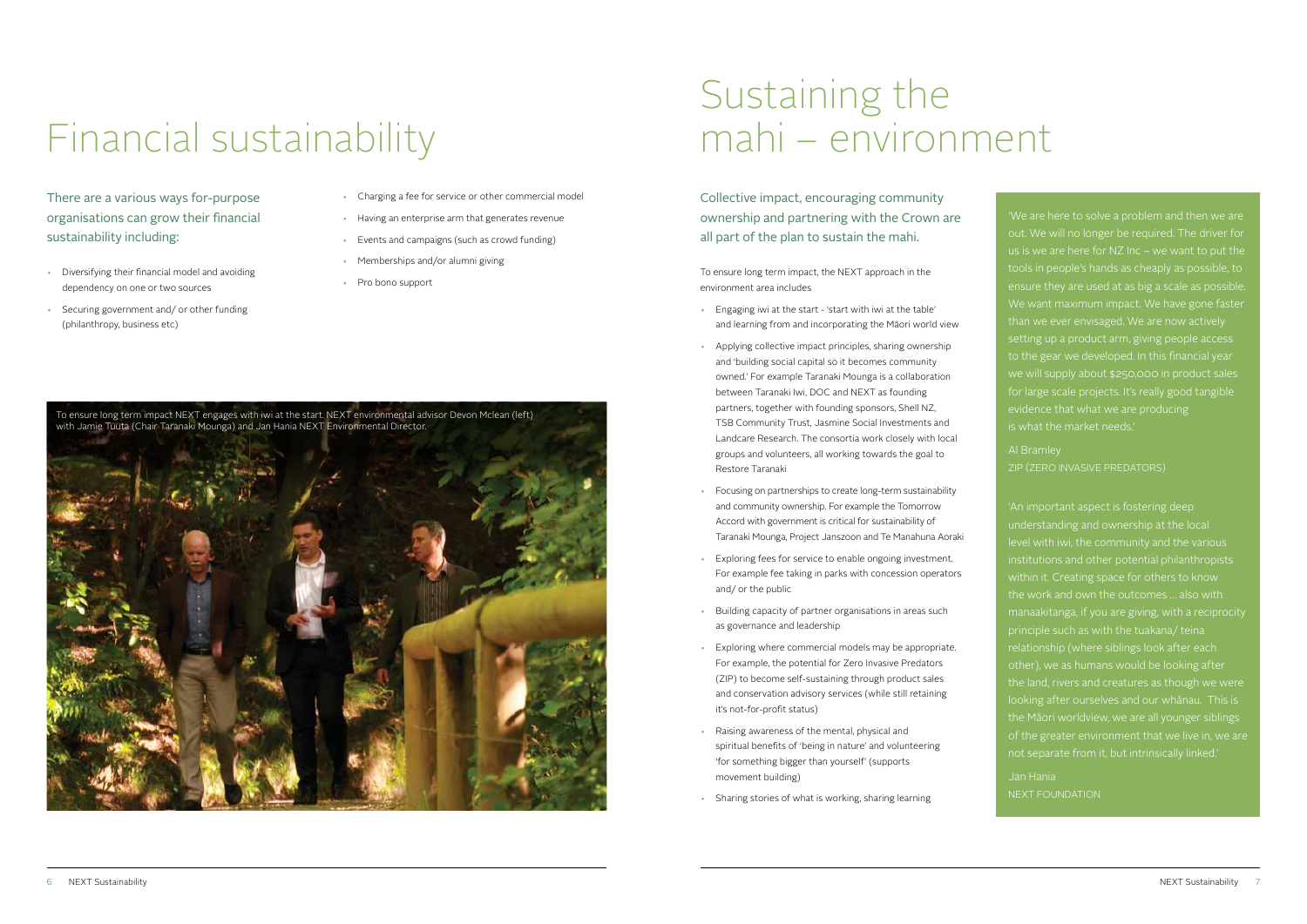# Financial sustainability

There are a various ways for-purpose organisations can grow their financial sustainability including:

- Diversifying their financial model and avoiding dependency on one or two sources
- Securing government and/ or other funding (philanthropy, business etc)
- Charging a fee for service or other commercial model
- Having an enterprise arm that generates revenue
- Events and campaigns (such as crowd funding)
- Memberships and/or alumni giving
- Pro bono support

To ensure long term impact NEXT engages with iwi at the start. NEXT environmental advisor Devon Mclean (left) with Jamie Tuuta (Chair Taranaki Mounga) and Jan Hania NEXT Environmental Director.

# Sustaining the mahi – environment

Collective impact, encouraging community ownership and partnering with the Crown are all part of the plan to sustain the mahi.

To ensure long term impact, the NEXT approach in the environment area includes

- Engaging iwi at the start - 'start with iwi at the table' and learning from and incorporating the Māori world view
- Applying collective impact principles, sharing ownership and 'building social capital so it becomes community owned.' For example Taranaki Mounga is a collaboration between Taranaki Iwi, DOC and NEXT as founding partners, together with founding sponsors, Shell NZ, TSB Community Trust, Jasmine Social Investments and Landcare Research. The consortia work closely with local groups and volunteers, all working towards the goal to Restore Taranaki
- Focusing on partnerships to create long-term sustainability and community ownership. For example the Tomorrow Accord with government is critical for sustainability of Taranaki Mounga, Project Janszoon and Te Manahuna Aoraki
- Exploring fees for service to enable ongoing investment. For example fee taking in parks with concession operators and/ or the public
- Building capacity of partner organisations in areas such as governance and leadership
- Exploring where commercial models may be appropriate. For example, the potential for Zero Invasive Predators (ZIP) to become self-sustaining through product sales and conservation advisory services (while still retaining it's not-for-profit status)
- Raising awareness of the mental, physical and spiritual benefits of 'being in nature' and volunteering 'for something bigger than yourself' (supports movement building)
- Sharing stories of what is working, sharing learning

'We are here to solve a problem and then we are out. We will no longer be required. The driver for us is we are here for NZ Inc – we want to put the tools in people's hands as cheaply as possible, to ensure they are used at as big a scale as possible. We want maximum impact. We have gone faster than we ever envisaged. We are now actively setting up a product arm, giving people access to the gear we developed. In this financial year we will supply about $250,000 in product sales for large scale projects. It's really good tangible evidence that what we are producing is what the market needs.'

Al Bramley
ZIP (ZERO INVASIVE PREDATORS)

'An important aspect is fostering deep understanding and ownership at the local level with iwi, the community and the various institutions and other potential philanthropists within it. Creating space for others to know the work and own the outcomes ... also with manaakitanga, if you are giving, with a reciprocity principle such as with the tuakana/ teina relationship (where siblings look after each other), we as humans would be looking after the land, rivers and creatures as though we were looking after ourselves and our whānau. This is the Māori worldview, we are all younger siblings of the greater environment that we live in, we are not separate from it, but intrinsically linked.'

Jan Hania
NEXT FOUNDATION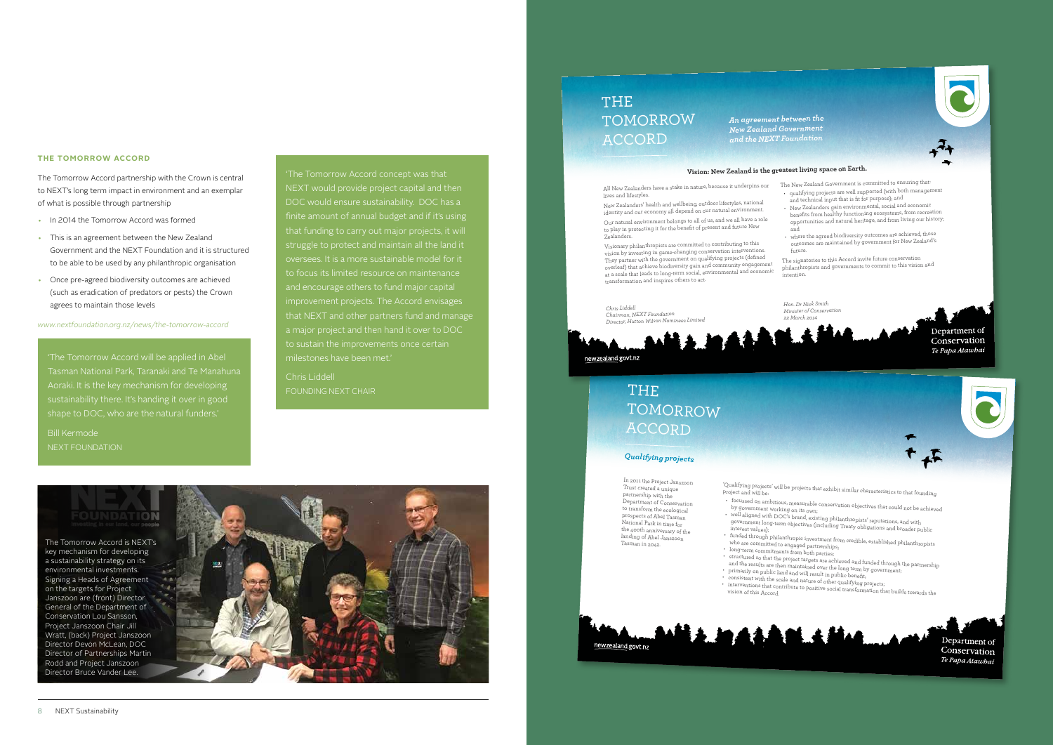### THE TOMORROW ACCORD

The Tomorrow Accord partnership with the Crown is central to NEXT's long term impact in environment and an exemplar of what is possible through partnership

- In 2014 the Tomorrow Accord was formed
- This is an agreement between the New Zealand Government and the NEXT Foundation and it is structured to be able to be used by any philanthropic organisation
- Once pre-agreed biodiversity outcomes are achieved (such as eradication of predators or pests) the Crown agrees to maintain those levels

*www.nextfoundation.org.nz/news/the-tomorrow-accord*

'The Tomorrow Accord will be applied in Abel Tasman National Park, Taranaki and Te Manahuna Aoraki. It is the key mechanism for developing sustainability there. It's handing it over in good shape to DOC, who are the natural funders.'

Bill Kermode
NEXT FOUNDATION

'The Tomorrow Accord concept was that NEXT would provide project capital and then DOC would ensure sustainability. DOC has a finite amount of annual budget and if it's using that funding to carry out major projects, it will struggle to protect and maintain all the land it oversees. It is a more sustainable model for it to focus its limited resource on maintenance and encourage others to fund major capital improvement projects. The Accord envisages that NEXT and other partners fund and manage a major project and then hand it over to DOC to sustain the improvements once certain milestones have been met.'

Chris Liddell
FOUNDING NEXT CHAIR

The Tomorrow Accord is NEXT's key mechanism for developing a sustainability strategy on its environmental investments. Signing a Heads of Agreement on the targets for Project Janszoon are (front) Director General of the Department of Conservation Lou Sansson, Project Janszoon Chair Jill Wratt, (back) Project Janszoon Director Devon McLean, DOC Director of Partnerships Martin Rodd and Project Janszoon Director Bruce Vander Lee.

## THE TOMORROW ACCORD

*An agreement between the New Zealand Government and the NEXT Foundation*

### Vision: New Zealand is the greatest living space on Earth.

All New Zealanders have a stake in nature, because it underpins our lives and lifestyles.

New Zealanders' health and wellbeing, outdoor lifestyles, national identity and our economy all depend on our natural environment.

Our natural environment belongs to all of us, and we all have a role to play in protecting it for the benefit of present and future New Zealanders.

Visionary philanthropists are committed to contributing to this vision by investing in game-changing conservation interventions. They partner with the government on qualifying projects (defined overleaf) that achieve biodiversity gain and community engagement at a scale that leads to long-term social, environmental and economic transformation and inspires others to act.

The New Zealand Government is committed to ensuring that:

- qualifying projects are well supported (with both management and technical input that is fit for purpose); and
- New Zealanders gain environmental, social and economic benefits from healthy functioning ecosystems, from recreation opportunities and natural heritage, and from living our history; and
- where the agreed biodiversity outcomes are achieved, those outcomes are maintained by government for New Zealand's future.

The signatories to this Accord invite future conservation philanthropists and governments to commit to this vision and intention.

*Chris Liddell*
*Chairman, NEXT Foundation*
*Director, Hutton Wilson Nominees Limited*

*Hon. Dr Nick Smith*
*Minister of Conservation*
*22 March 2014*

newzealand.govt.nz

Department of Conservation
*Te Papa Atawhai*

## THE TOMORROW ACCORD

### *Qualifying projects*

In 2011 the Project Janszoon Trust created a unique partnership with the Department of Conservation to transform the ecological prospects of Abel Tasman National Park in time for the 400th anniversary of the landing of Abel Janszoon Tasman in 2042.

'Qualifying projects' will be projects that exhibit similar characteristics to that founding project and will be:

- focussed on ambitious, measurable conservation objectives that could not be achieved by government working on its own;
- well aligned with DOC's brand, existing philanthropists' reputations, and with government long-term objectives (including Treaty obligations and broader public interest values);
- funded through philanthropic investment from credible, established philanthropists who are committed to engaged partnerships;
- long-term commitments from both parties;
- structured so that the project targets are achieved and funded through the partnership and the results are then maintained over the long term by government;
- primarily on public land and will result in public benefit;
- consistent with the scale and nature of other qualifying projects;
- interventions that contribute to positive social transformation that builds towards the vision of this Accord.

newzealand.govt.nz

Department of Conservation
*Te Papa Atawhai*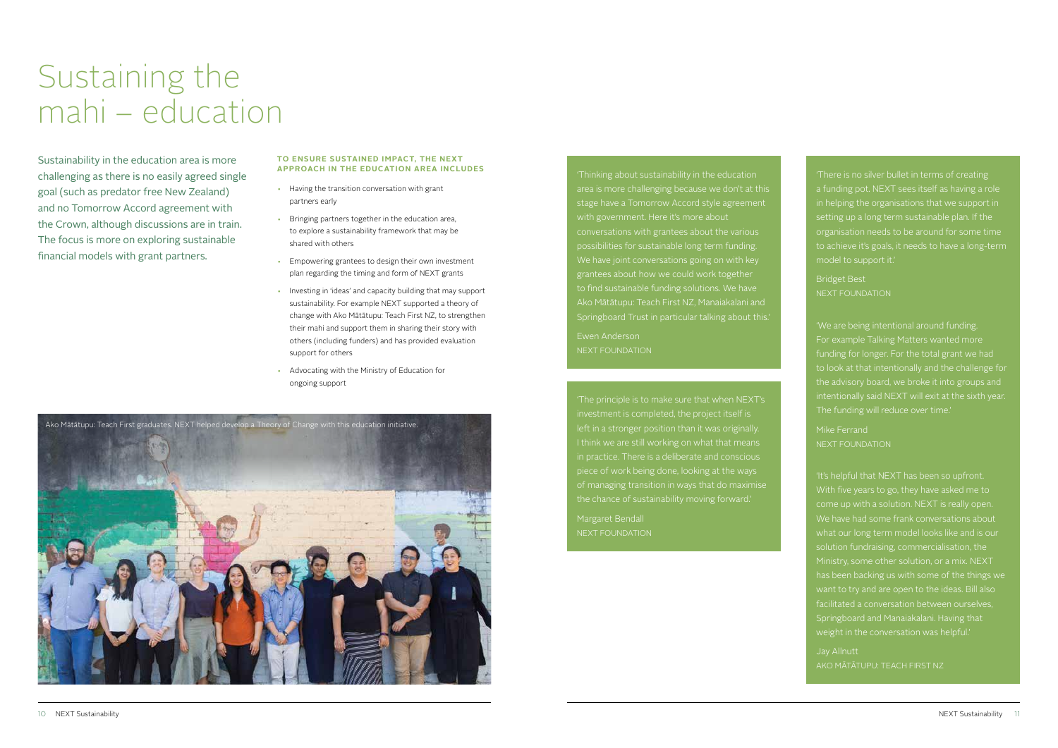# Sustaining the mahi – education

Sustainability in the education area is more challenging as there is no easily agreed single goal (such as predator free New Zealand) and no Tomorrow Accord agreement with the Crown, although discussions are in train. The focus is more on exploring sustainable financial models with grant partners.

**TO ENSURE SUSTAINED IMPACT, THE NEXT APPROACH IN THE EDUCATION AREA INCLUDES**

- Having the transition conversation with grant partners early
- Bringing partners together in the education area, to explore a sustainability framework that may be shared with others
- Empowering grantees to design their own investment plan regarding the timing and form of NEXT grants
- Investing in 'ideas' and capacity building that may support sustainability. For example NEXT supported a theory of change with Ako Mātātupu: Teach First NZ, to strengthen their mahi and support them in sharing their story with others (including funders) and has provided evaluation support for others
- Advocating with the Ministry of Education for ongoing support

Ako Mātātupu: Teach First graduates. NEXT helped develop a Theory of Change with this education initiative.

'Thinking about sustainability in the education area is more challenging because we don't at this stage have a Tomorrow Accord style agreement with government. Here it's more about conversations with grantees about the various possibilities for sustainable long term funding. We have joint conversations going on with key grantees about how we could work together to find sustainable funding solutions. We have Ako Mātātupu: Teach First NZ, Manaiakalani and Springboard Trust in particular talking about this.'

Ewen Anderson
NEXT FOUNDATION

'The principle is to make sure that when NEXT's investment is completed, the project itself is left in a stronger position than it was originally. I think we are still working on what that means in practice. There is a deliberate and conscious piece of work being done, looking at the ways of managing transition in ways that do maximise the chance of sustainability moving forward.'

Margaret Bendall
NEXT FOUNDATION

'There is no silver bullet in terms of creating a funding pot. NEXT sees itself as having a role in helping the organisations that we support in setting up a long term sustainable plan. If the organisation needs to be around for some time to achieve it's goals, it needs to have a long-term model to support it.'

Bridget Best
NEXT FOUNDATION

'We are being intentional around funding. For example Talking Matters wanted more funding for longer. For the total grant we had to look at that intentionally and the challenge for the advisory board, we broke it into groups and intentionally said NEXT will exit at the sixth year. The funding will reduce over time.'

Mike Ferrand
NEXT FOUNDATION

'It's helpful that NEXT has been so upfront. With five years to go, they have asked me to come up with a solution. NEXT is really open. We have had some frank conversations about what our long term model looks like and is our solution fundraising, commercialisation, the Ministry, some other solution, or a mix. NEXT has been backing us with some of the things we want to try and are open to the ideas. Bill also facilitated a conversation between ourselves, Springboard and Manaiakalani. Having that weight in the conversation was helpful.'

Jay Allnutt
AKO MĀTĀTUPU: TEACH FIRST NZ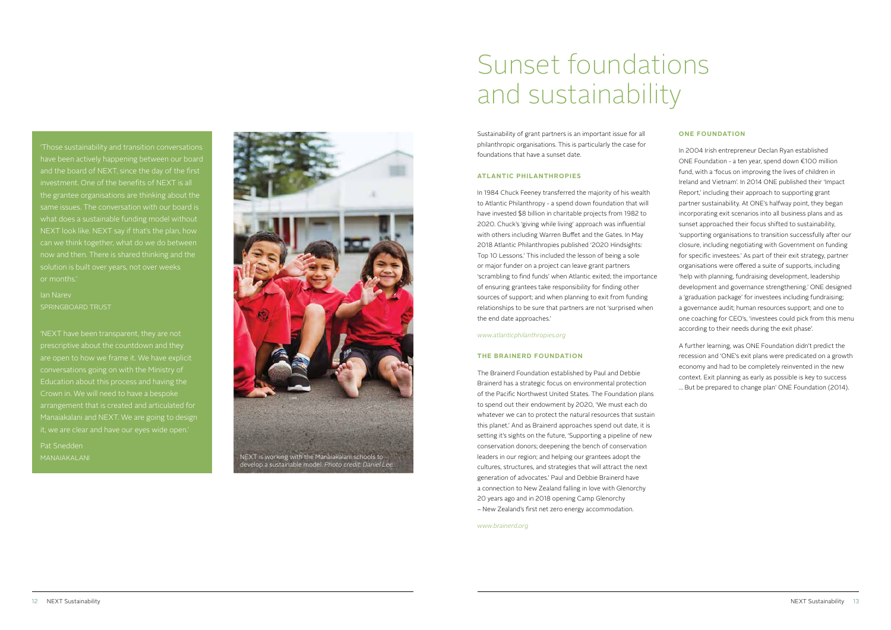'Those sustainability and transition conversations have been actively happening between our board and the board of NEXT, since the day of the first investment. One of the benefits of NEXT is all the grantee organisations are thinking about the same issues. The conversation with our board is what does a sustainable funding model without NEXT look like. NEXT say if that's the plan, how can we think together, what do we do between now and then. There is shared thinking and the solution is built over years, not over weeks or months.'

Ian Narev
SPRINGBOARD TRUST

'NEXT have been transparent, they are not prescriptive about the countdown and they are open to how we frame it. We have explicit conversations going on with the Ministry of Education about this process and having the Crown in. We will need to have a bespoke arrangement that is created and articulated for Manaiakalani and NEXT. We are going to design it, we are clear and have our eyes wide open.'

Pat Snedden
MANAIAKALANI

NEXT is working with the Manaiakalani schools to develop a sustainable model. *Photo credit: Daniel Lee.*

# Sunset foundations and sustainability

Sustainability of grant partners is an important issue for all philanthropic organisations. This is particularly the case for foundations that have a sunset date.

## ATLANTIC PHILANTHROPIES

In 1984 Chuck Feeney transferred the majority of his wealth to Atlantic Philanthropy - a spend down foundation that will have invested $8 billion in charitable projects from 1982 to 2020. Chuck's 'giving while living' approach was influential with others including Warren Buffet and the Gates. In May 2018 Atlantic Philanthropies published '2020 Hindsights: Top 10 Lessons.' This included the lesson of being a sole or major funder on a project can leave grant partners 'scrambling to find funds' when Atlantic exited; the importance of ensuring grantees take responsibility for finding other sources of support; and when planning to exit from funding relationships to be sure that partners are not 'surprised when the end date approaches.'

*www.atlanticphilanthropies.org*

## THE BRAINERD FOUNDATION

The Brainerd Foundation established by Paul and Debbie Brainerd has a strategic focus on environmental protection of the Pacific Northwest United States. The Foundation plans to spend out their endowment by 2020, 'We must each do whatever we can to protect the natural resources that sustain this planet.' And as Brainerd approaches spend out date, it is setting it's sights on the future, 'Supporting a pipeline of new conservation donors; deepening the bench of conservation leaders in our region; and helping our grantees adopt the cultures, structures, and strategies that will attract the next generation of advocates.' Paul and Debbie Brainerd have a connection to New Zealand falling in love with Glenorchy 20 years ago and in 2018 opening Camp Glenorchy – New Zealand's first net zero energy accommodation.

*www.brainerd.org*

## ONE FOUNDATION

In 2004 Irish entrepreneur Declan Ryan established ONE Foundation - a ten year, spend down €100 million fund, with a 'focus on improving the lives of children in Ireland and Vietnam'. In 2014 ONE published their 'Impact Report,' including their approach to supporting grant partner sustainability. At ONE's halfway point, they began incorporating exit scenarios into all business plans and as sunset approached their focus shifted to sustainability, 'supporting organisations to transition successfully after our closure, including negotiating with Government on funding for specific investees.' As part of their exit strategy, partner organisations were offered a suite of supports, including 'help with planning, fundraising development, leadership development and governance strengthening.' ONE designed a 'graduation package' for investees including fundraising; a governance audit; human resources support; and one to one coaching for CEO's, 'investees could pick from this menu according to their needs during the exit phase'.

A further learning, was ONE Foundation didn't predict the recession and 'ONE's exit plans were predicated on a growth economy and had to be completely reinvented in the new context. Exit planning as early as possible is key to success ... But be prepared to change plan' ONE Foundation (2014).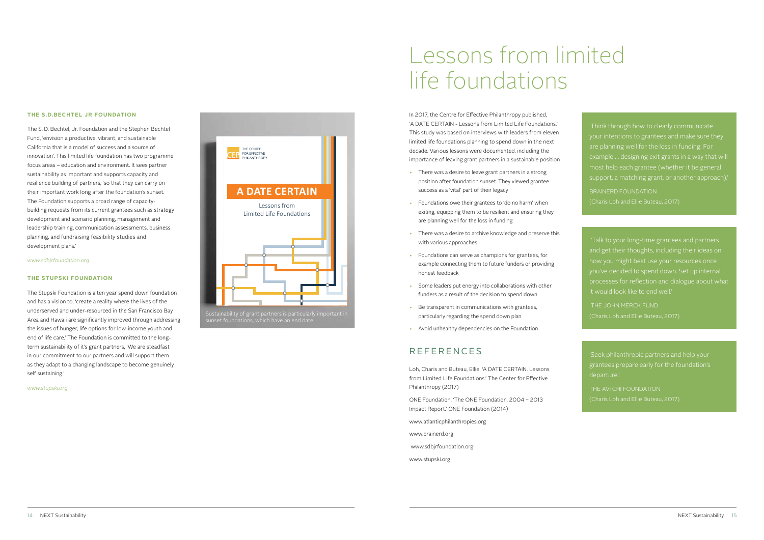### THE S.D.BECHTEL JR FOUNDATION

The S. D. Bechtel, Jr. Foundation and the Stephen Bechtel Fund, 'envision a productive, vibrant, and sustainable California that is a model of success and a source of innovation'. This limited life foundation has two programme focus areas – education and environment. It sees partner sustainability as important and supports capacity and resilience building of partners, 'so that they can carry on their important work long after the foundation's sunset. The Foundation supports a broad range of capacity-building requests from its current grantees such as strategy development and scenario planning, management and leadership training, communication assessments, business planning, and fundraising feasibility studies and development plans.'

*www.sdbjrfoundation.org*

### THE STUPSKI FOUNDATION

The Stupski Foundation is a ten year spend down foundation and has a vision to, 'create a reality where the lives of the underserved and under-resourced in the San Francisco Bay Area and Hawaii are significantly improved through addressing the issues of hunger, life options for low-income youth and end of life care.' The Foundation is committed to the long-term sustainability of it's grant partners, 'We are steadfast in our commitment to our partners and will support them as they adapt to a changing landscape to become genuinely self sustaining.'

*www.stupski.org*

Sustainability of grant partners is particularly important in sunset foundations, which have an end date.

# Lessons from limited life foundations

In 2017, the Centre for Effective Philanthropy published, 'A DATE CERTAIN - Lessons from Limited Life Foundations.' This study was based on interviews with leaders from eleven limited life foundations planning to spend down in the next decade. Various lessons were documented, including the importance of leaving grant partners in a sustainable position

- There was a desire to leave grant partners in a strong position after foundation sunset. They viewed grantee success as a 'vital' part of their legacy
- Foundations owe their grantees to 'do no harm' when exiting, equipping them to be resilient and ensuring they are planning well for the loss in funding
- There was a desire to archive knowledge and preserve this, with various approaches
- Foundations can serve as champions for grantees, for example connecting them to future funders or providing honest feedback
- Some leaders put energy into collaborations with other funders as a result of the decision to spend down
- Be transparent in communications with grantees, particularly regarding the spend down plan
- Avoid unhealthy dependencies on the Foundation

## REFERENCES

Loh, Charis and Buteau, Ellie. 'A DATE CERTAIN. Lessons from Limited Life Foundations.' The Center for Effective Philanthropy (2017)

ONE Foundation. 'The ONE Foundation. 2004 – 2013 Impact Report.' ONE Foundation (2014)

www.atlanticphilanthropies.org

www.brainerd.org

www.sdbjrfoundation.org

www.stupski.org

'Think through how to clearly communicate your intentions to grantees and make sure they are planning well for the loss in funding. For example … designing exit grants in a way that will most help each grantee (whether it be general support, a matching grant, or another approach).'

BRAINERD FOUNDATION
(Charis Loh and Ellie Buteau, 2017)

'Talk to your long-time grantees and partners and get their thoughts, including their ideas on how you might best use your resources once you've decided to spend down. Set up internal processes for reflection and dialogue about what it would look like to end well.'

THE JOHN MERCK FUND
(Charis Loh and Ellie Buteau, 2017)

'Seek philanthropic partners and help your grantees prepare early for the foundation's departure.'

THE AVI CHI FOUNDATION
(Charis Loh and Ellie Buteau, 2017)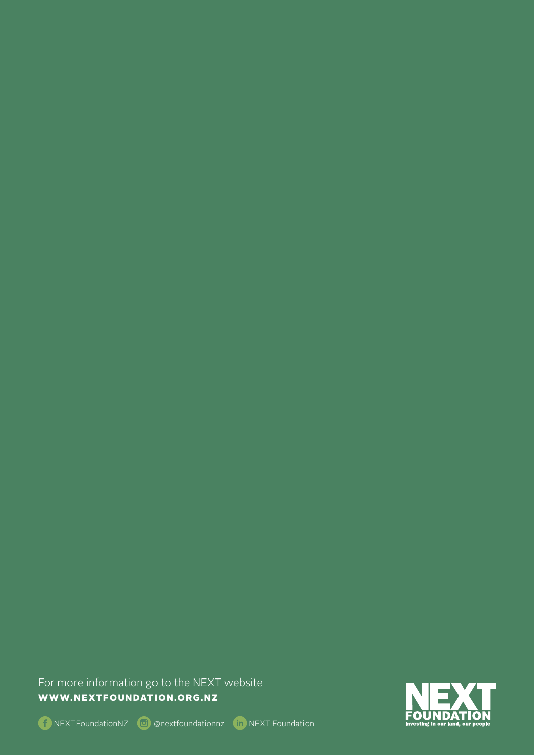For more information go to the NEXT website

**WWW.NEXTFOUNDATION.ORG.NZ**

NEXTFoundationNZ @nextfoundationnz NEXT Foundation

NEXT FOUNDATION
Investing in our land, our people